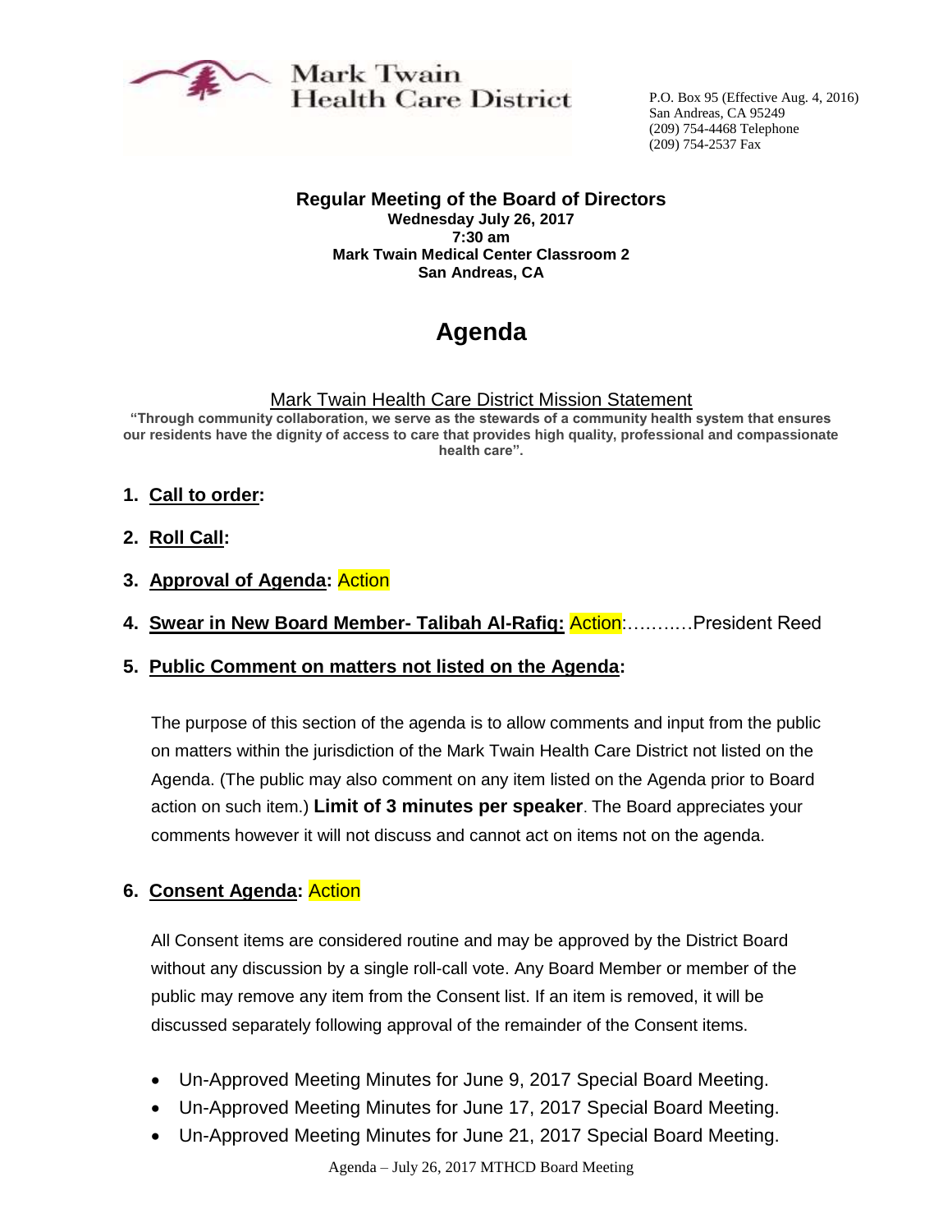Mark Twain
Health Care District

P.O. Box 95 (Effective Aug. 4, 2016)
San Andreas, CA 95249
(209) 754-4468 Telephone
(209) 754-2537 Fax

**Regular Meeting of the Board of Directors**
**Wednesday July 26, 2017**
**7:30 am**
**Mark Twain Medical Center Classroom 2**
**San Andreas, CA**

# Agenda

Mark Twain Health Care District Mission Statement

**"Through community collaboration, we serve as the stewards of a community health system that ensures our residents have the dignity of access to care that provides high quality, professional and compassionate health care".**

1. **Call to order:**

2. **Roll Call:**

3. **Approval of Agenda:** Action

4. **Swear in New Board Member- Talibah Al-Rafiq:** Action:………..President Reed

5. **Public Comment on matters not listed on the Agenda:**

   The purpose of this section of the agenda is to allow comments and input from the public on matters within the jurisdiction of the Mark Twain Health Care District not listed on the Agenda. (The public may also comment on any item listed on the Agenda prior to Board action on such item.) **Limit of 3 minutes per speaker**. The Board appreciates your comments however it will not discuss and cannot act on items not on the agenda.

6. **Consent Agenda:** Action

   All Consent items are considered routine and may be approved by the District Board without any discussion by a single roll-call vote. Any Board Member or member of the public may remove any item from the Consent list. If an item is removed, it will be discussed separately following approval of the remainder of the Consent items.

   - Un-Approved Meeting Minutes for June 9, 2017 Special Board Meeting.
   - Un-Approved Meeting Minutes for June 17, 2017 Special Board Meeting.
   - Un-Approved Meeting Minutes for June 21, 2017 Special Board Meeting.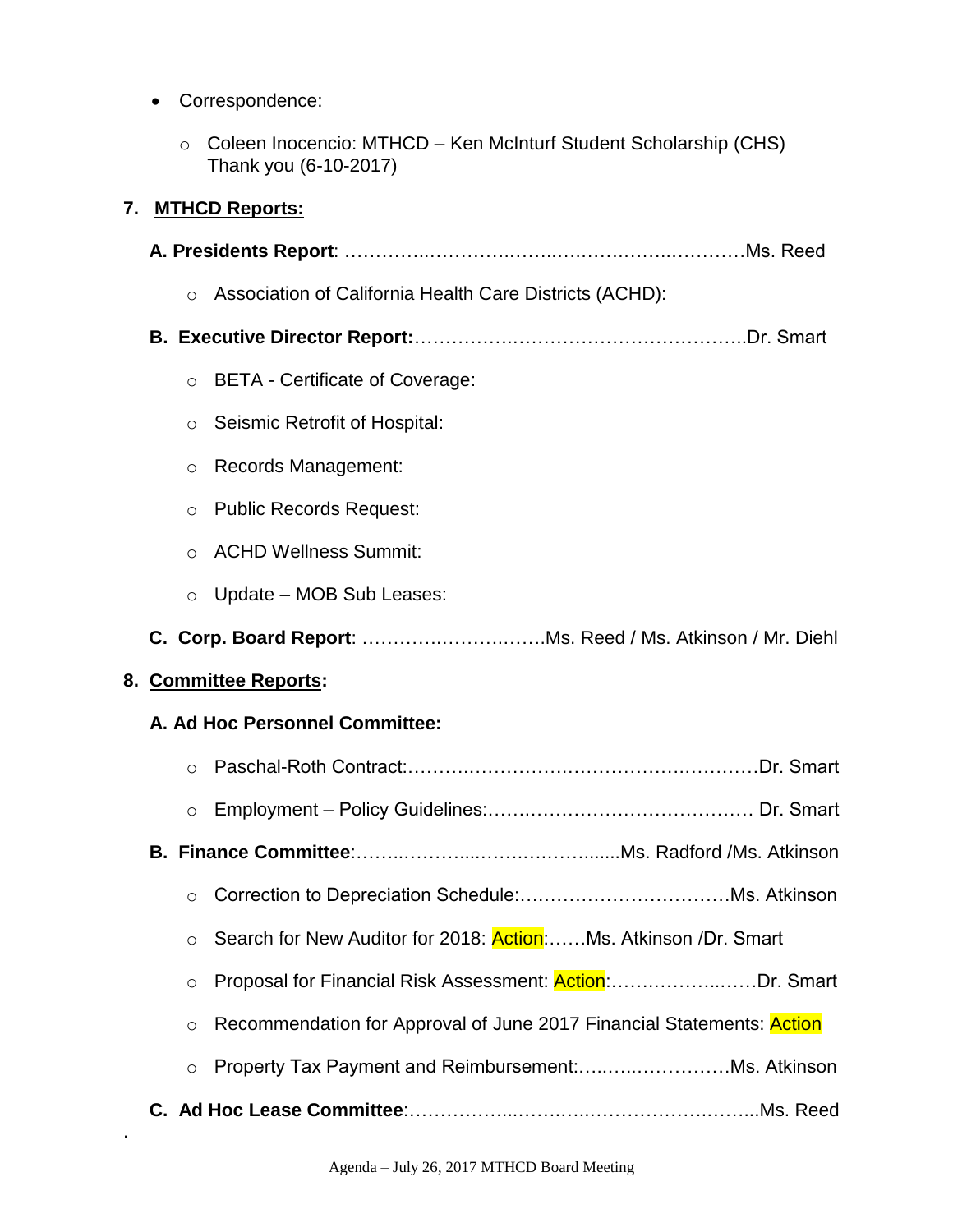- Correspondence:
    - Coleen Inocencio: MTHCD – Ken McInturf Student Scholarship (CHS) Thank you (6-10-2017)

## 7. MTHCD Reports:

**A. Presidents Report**: …………..………….…….…….…….…..…………Ms. Reed

- Association of California Health Care Districts (ACHD):

**B. Executive Director Report:**………………..……………………………..Dr. Smart

- BETA - Certificate of Coverage:
- Seismic Retrofit of Hospital:
- Records Management:
- Public Records Request:
- ACHD Wellness Summit:
- Update – MOB Sub Leases:

**C. Corp. Board Report**: ………….…………..……Ms. Reed / Ms. Atkinson / Mr. Diehl

## 8. Committee Reports:

**A. Ad Hoc Personnel Committee:**

- Paschal-Roth Contract:……….…………….…………………….………Dr. Smart
- Employment – Policy Guidelines:…………………………………… Dr. Smart

**B. Finance Committee**:……..………....…………………......Ms. Radford /Ms. Atkinson

- Correction to Depreciation Schedule:……………………………Ms. Atkinson
- Search for New Auditor for 2018: Action:……Ms. Atkinson /Dr. Smart
- Proposal for Financial Risk Assessment: Action:…….……….…..……Dr. Smart
- Recommendation for Approval of June 2017 Financial Statements: Action
- Property Tax Payment and Reimbursement:…..…..…………….Ms. Atkinson

**C. Ad Hoc Lease Committee**:……………..……..…..…………………..…...Ms. Reed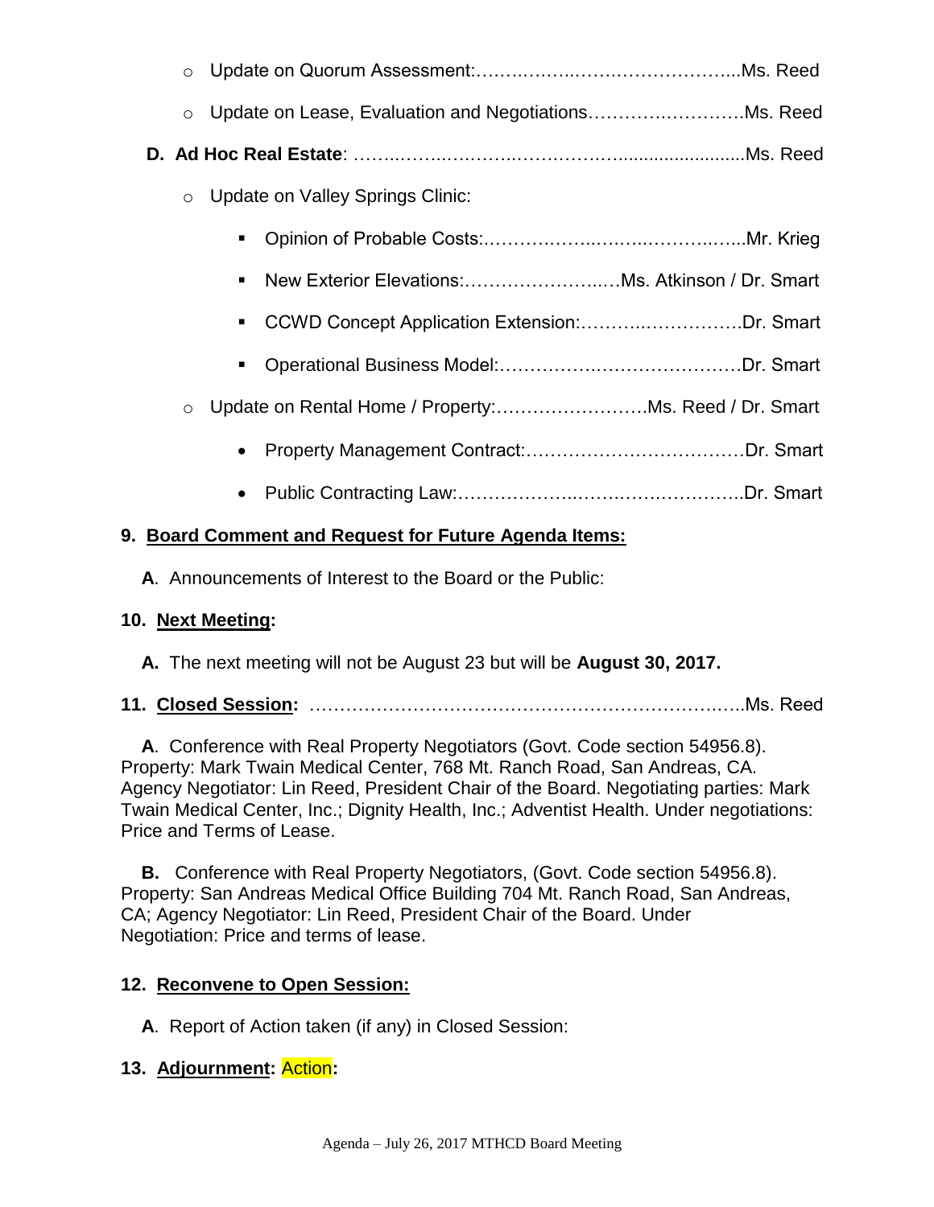- Update on Quorum Assessment:……….……..……….………………...Ms. Reed
- Update on Lease, Evaluation and Negotiations………….…………Ms. Reed

**D. Ad Hoc Real Estate**: ……..……..….……..………….….........................Ms. Reed

- Update on Valley Springs Clinic:
  - Opinion of Probable Costs:.……….……..….…..……...…...Mr. Krieg
  - New Exterior Elevations:…………………..….Ms. Atkinson / Dr. Smart
  - CCWD Concept Application Extension:………..…………….Dr. Smart
  - Operational Business Model:…………….………………………Dr. Smart
- Update on Rental Home / Property:…………………….Ms. Reed / Dr. Smart
  - Property Management Contract:………………………………Dr. Smart
  - Public Contracting Law:………………..……….…………..Dr. Smart

**9. <u>Board Comment and Request for Future Agenda Items:</u>**

**A**. Announcements of Interest to the Board or the Public:

**10. <u>Next Meeting</u>:**

**A.** The next meeting will not be August 23 but will be **August 30, 2017.**

**11. <u>Closed Session</u>:** ……………………………………………………….…..Ms. Reed

**A**. Conference with Real Property Negotiators (Govt. Code section 54956.8). Property: Mark Twain Medical Center, 768 Mt. Ranch Road, San Andreas, CA. Agency Negotiator: Lin Reed, President Chair of the Board. Negotiating parties: Mark Twain Medical Center, Inc.; Dignity Health, Inc.; Adventist Health. Under negotiations: Price and Terms of Lease.

**B.** Conference with Real Property Negotiators, (Govt. Code section 54956.8). Property: San Andreas Medical Office Building 704 Mt. Ranch Road, San Andreas, CA; Agency Negotiator: Lin Reed, President Chair of the Board. Under Negotiation: Price and terms of lease.

**12. <u>Reconvene to Open Session:</u>**

**A**. Report of Action taken (if any) in Closed Session:

**13. <u>Adjournment</u>: Action:**